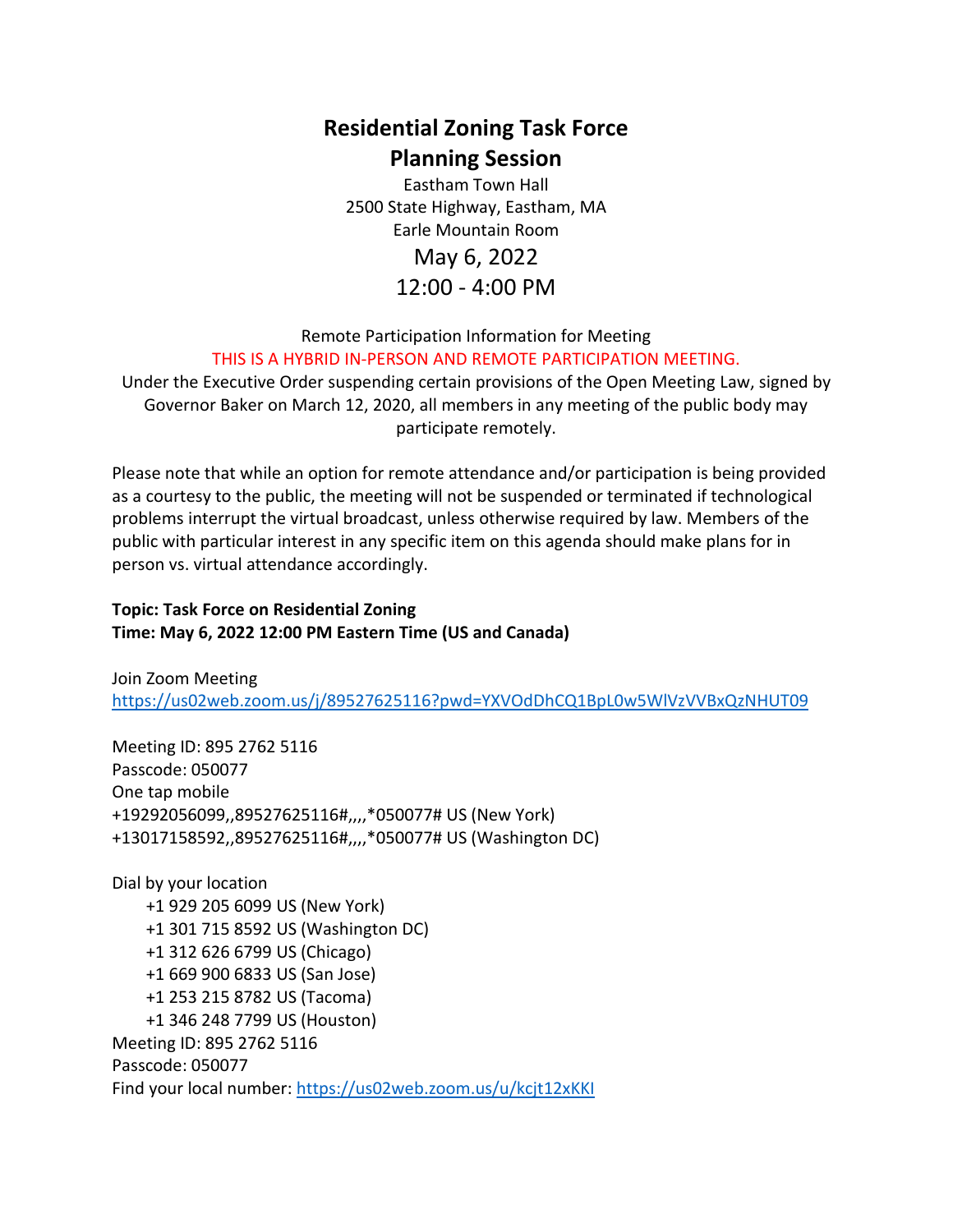# Residential Zoning Task Force
## Planning Session

Eastham Town Hall
2500 State Highway, Eastham, MA
Earle Mountain Room

May 6, 2022
12:00 - 4:00 PM

Remote Participation Information for Meeting

THIS IS A HYBRID IN-PERSON AND REMOTE PARTICIPATION MEETING.

Under the Executive Order suspending certain provisions of the Open Meeting Law, signed by Governor Baker on March 12, 2020, all members in any meeting of the public body may participate remotely.

Please note that while an option for remote attendance and/or participation is being provided as a courtesy to the public, the meeting will not be suspended or terminated if technological problems interrupt the virtual broadcast, unless otherwise required by law. Members of the public with particular interest in any specific item on this agenda should make plans for in person vs. virtual attendance accordingly.

**Topic: Task Force on Residential Zoning**
**Time: May 6, 2022 12:00 PM Eastern Time (US and Canada)**

Join Zoom Meeting
https://us02web.zoom.us/j/89527625116?pwd=YXVOdDhCQ1BpL0w5WlVzVVBxQzNHUT09

Meeting ID: 895 2762 5116
Passcode: 050077
One tap mobile
+19292056099,,89527625116#,,,,*050077# US (New York)
+13017158592,,89527625116#,,,,*050077# US (Washington DC)

Dial by your location
+1 929 205 6099 US (New York)
+1 301 715 8592 US (Washington DC)
+1 312 626 6799 US (Chicago)
+1 669 900 6833 US (San Jose)
+1 253 215 8782 US (Tacoma)
+1 346 248 7799 US (Houston)
Meeting ID: 895 2762 5116
Passcode: 050077
Find your local number: https://us02web.zoom.us/u/kcjt12xKKl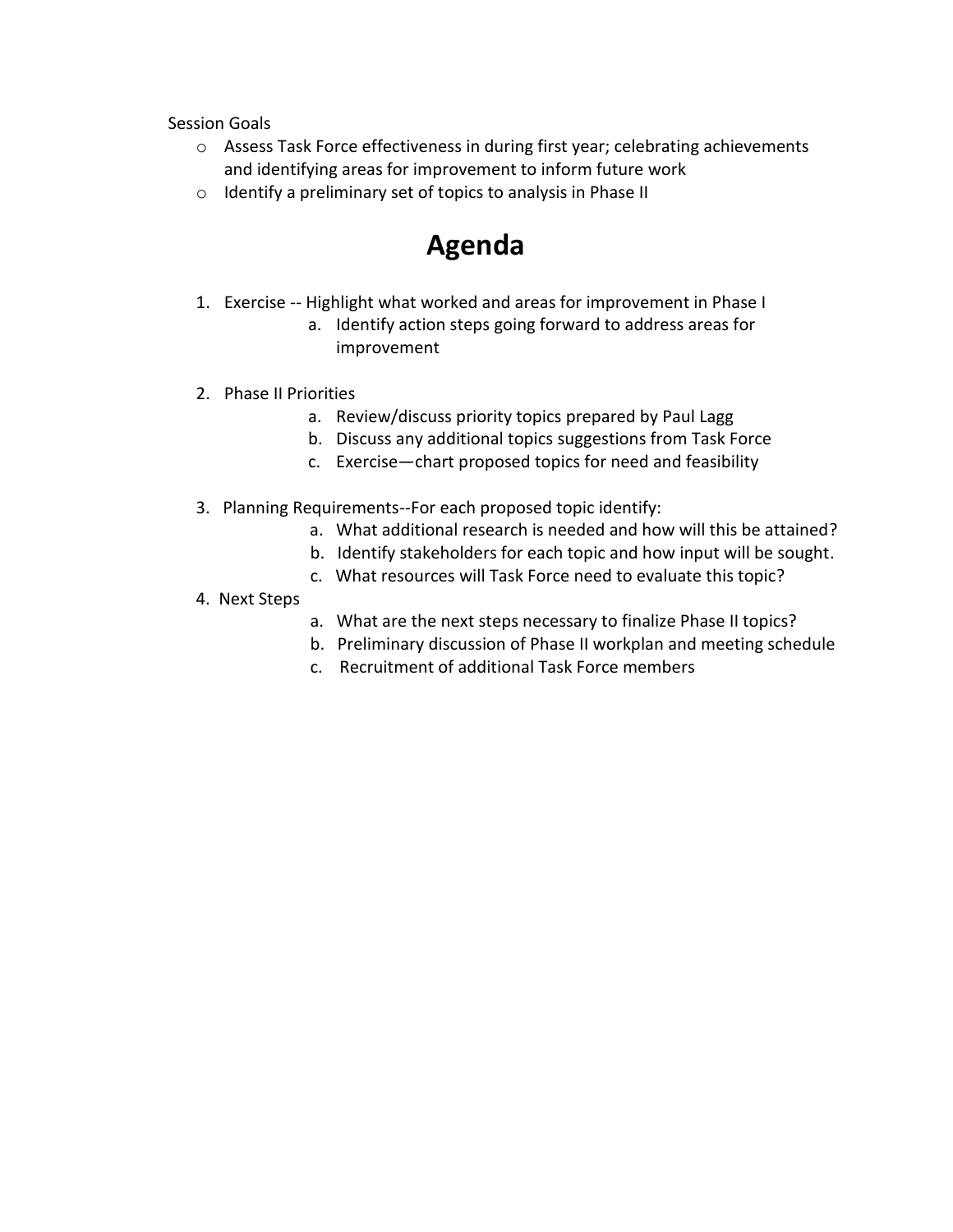Session Goals

- Assess Task Force effectiveness in during first year; celebrating achievements and identifying areas for improvement to inform future work
- Identify a preliminary set of topics to analysis in Phase II

# Agenda

1. Exercise -- Highlight what worked and areas for improvement in Phase I
   a. Identify action steps going forward to address areas for improvement

2. Phase II Priorities
   a. Review/discuss priority topics prepared by Paul Lagg
   b. Discuss any additional topics suggestions from Task Force
   c. Exercise—chart proposed topics for need and feasibility

3. Planning Requirements--For each proposed topic identify:
   a. What additional research is needed and how will this be attained?
   b. Identify stakeholders for each topic and how input will be sought.
   c. What resources will Task Force need to evaluate this topic?

4. Next Steps
   a. What are the next steps necessary to finalize Phase II topics?
   b. Preliminary discussion of Phase II workplan and meeting schedule
   c. Recruitment of additional Task Force members